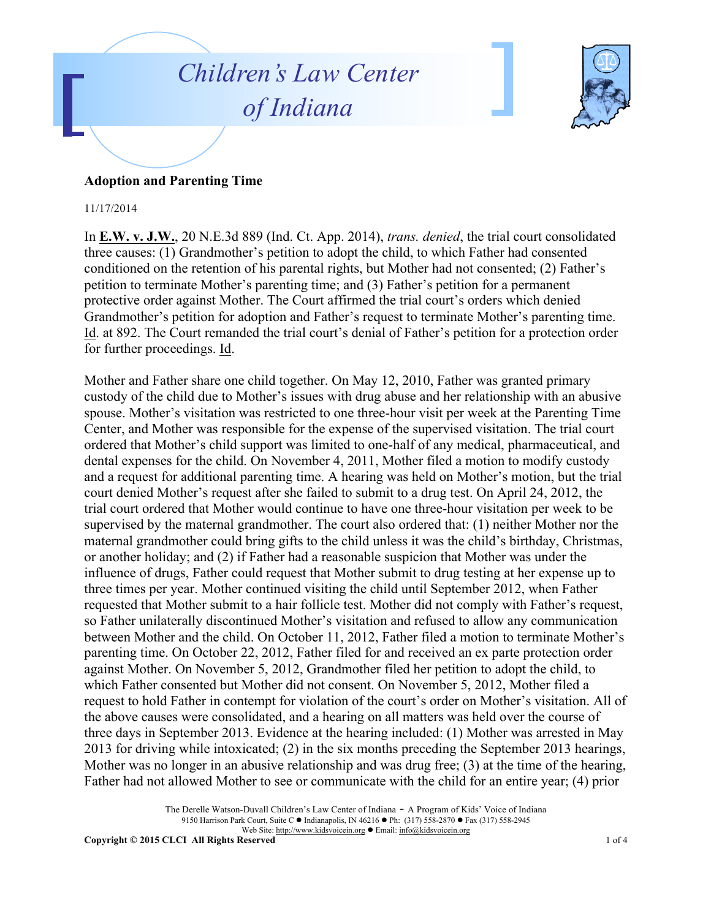# Children's Law Center of Indiana

**Adoption and Parenting Time**

11/17/2014

In **E.W. v. J.W.**, 20 N.E.3d 889 (Ind. Ct. App. 2014), *trans. denied*, the trial court consolidated three causes: (1) Grandmother's petition to adopt the child, to which Father had consented conditioned on the retention of his parental rights, but Mother had not consented; (2) Father's petition to terminate Mother's parenting time; and (3) Father's petition for a permanent protective order against Mother. The Court affirmed the trial court's orders which denied Grandmother's petition for adoption and Father's request to terminate Mother's parenting time. Id. at 892. The Court remanded the trial court's denial of Father's petition for a protection order for further proceedings. Id.

Mother and Father share one child together. On May 12, 2010, Father was granted primary custody of the child due to Mother's issues with drug abuse and her relationship with an abusive spouse. Mother's visitation was restricted to one three-hour visit per week at the Parenting Time Center, and Mother was responsible for the expense of the supervised visitation. The trial court ordered that Mother's child support was limited to one-half of any medical, pharmaceutical, and dental expenses for the child. On November 4, 2011, Mother filed a motion to modify custody and a request for additional parenting time. A hearing was held on Mother's motion, but the trial court denied Mother's request after she failed to submit to a drug test. On April 24, 2012, the trial court ordered that Mother would continue to have one three-hour visitation per week to be supervised by the maternal grandmother. The court also ordered that: (1) neither Mother nor the maternal grandmother could bring gifts to the child unless it was the child's birthday, Christmas, or another holiday; and (2) if Father had a reasonable suspicion that Mother was under the influence of drugs, Father could request that Mother submit to drug testing at her expense up to three times per year. Mother continued visiting the child until September 2012, when Father requested that Mother submit to a hair follicle test. Mother did not comply with Father's request, so Father unilaterally discontinued Mother's visitation and refused to allow any communication between Mother and the child. On October 11, 2012, Father filed a motion to terminate Mother's parenting time. On October 22, 2012, Father filed for and received an ex parte protection order against Mother. On November 5, 2012, Grandmother filed her petition to adopt the child, to which Father consented but Mother did not consent. On November 5, 2012, Mother filed a request to hold Father in contempt for violation of the court's order on Mother's visitation. All of the above causes were consolidated, and a hearing on all matters was held over the course of three days in September 2013. Evidence at the hearing included: (1) Mother was arrested in May 2013 for driving while intoxicated; (2) in the six months preceding the September 2013 hearings, Mother was no longer in an abusive relationship and was drug free; (3) at the time of the hearing, Father had not allowed Mother to see or communicate with the child for an entire year; (4) prior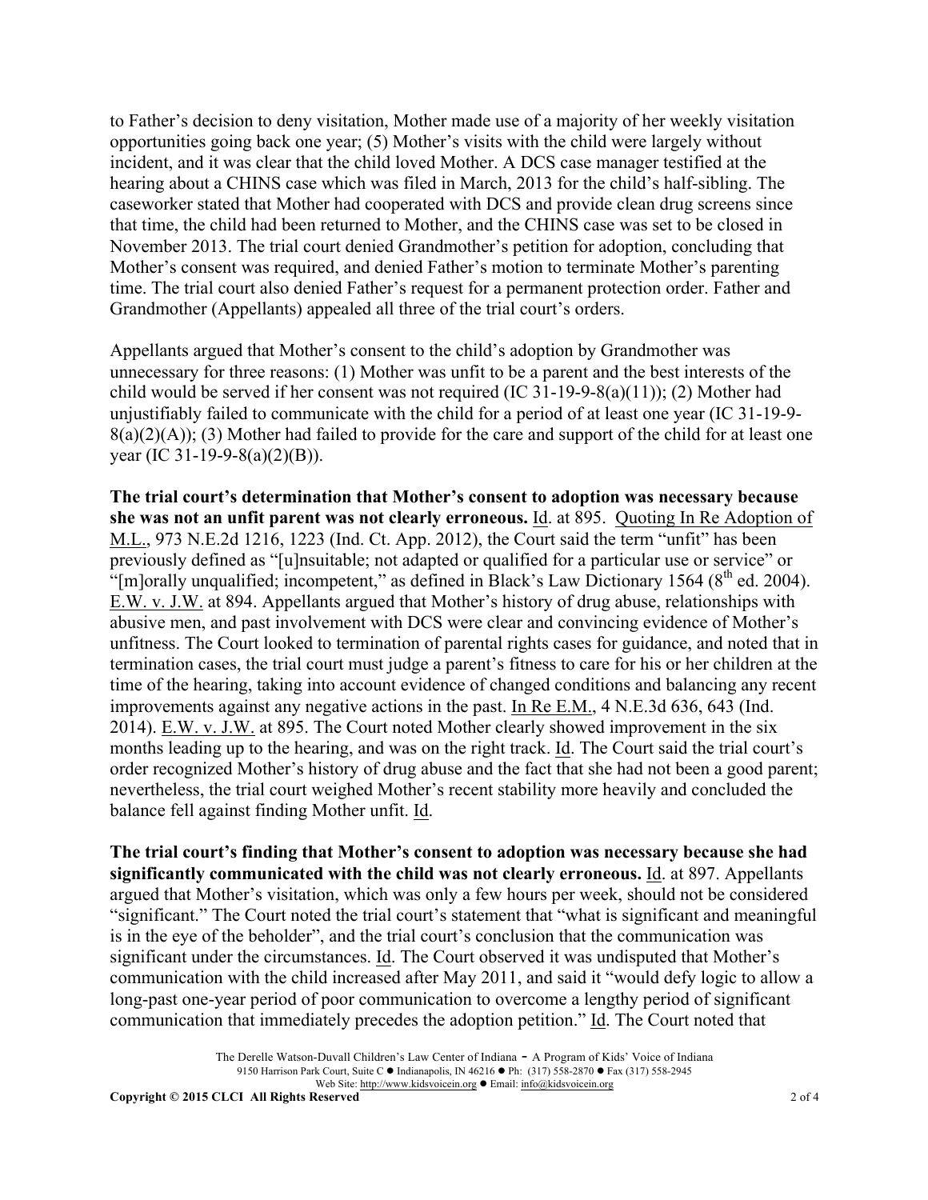to Father's decision to deny visitation, Mother made use of a majority of her weekly visitation opportunities going back one year; (5) Mother's visits with the child were largely without incident, and it was clear that the child loved Mother. A DCS case manager testified at the hearing about a CHINS case which was filed in March, 2013 for the child's half-sibling. The caseworker stated that Mother had cooperated with DCS and provide clean drug screens since that time, the child had been returned to Mother, and the CHINS case was set to be closed in November 2013. The trial court denied Grandmother's petition for adoption, concluding that Mother's consent was required, and denied Father's motion to terminate Mother's parenting time. The trial court also denied Father's request for a permanent protection order. Father and Grandmother (Appellants) appealed all three of the trial court's orders.

Appellants argued that Mother's consent to the child's adoption by Grandmother was unnecessary for three reasons: (1) Mother was unfit to be a parent and the best interests of the child would be served if her consent was not required (IC 31-19-9-8(a)(11)); (2) Mother had unjustifiably failed to communicate with the child for a period of at least one year (IC 31-19-9-8(a)(2)(A)); (3) Mother had failed to provide for the care and support of the child for at least one year (IC 31-19-9-8(a)(2)(B)).

**The trial court's determination that Mother's consent to adoption was necessary because she was not an unfit parent was not clearly erroneous.** Id. at 895. Quoting In Re Adoption of M.L., 973 N.E.2d 1216, 1223 (Ind. Ct. App. 2012), the Court said the term "unfit" has been previously defined as "[u]nsuitable; not adapted or qualified for a particular use or service" or "[m]orally unqualified; incompetent," as defined in Black's Law Dictionary 1564 (8th ed. 2004). E.W. v. J.W. at 894. Appellants argued that Mother's history of drug abuse, relationships with abusive men, and past involvement with DCS were clear and convincing evidence of Mother's unfitness. The Court looked to termination of parental rights cases for guidance, and noted that in termination cases, the trial court must judge a parent's fitness to care for his or her children at the time of the hearing, taking into account evidence of changed conditions and balancing any recent improvements against any negative actions in the past. In Re E.M., 4 N.E.3d 636, 643 (Ind. 2014). E.W. v. J.W. at 895. The Court noted Mother clearly showed improvement in the six months leading up to the hearing, and was on the right track. Id. The Court said the trial court's order recognized Mother's history of drug abuse and the fact that she had not been a good parent; nevertheless, the trial court weighed Mother's recent stability more heavily and concluded the balance fell against finding Mother unfit. Id.

**The trial court's finding that Mother's consent to adoption was necessary because she had significantly communicated with the child was not clearly erroneous.** Id. at 897. Appellants argued that Mother's visitation, which was only a few hours per week, should not be considered "significant." The Court noted the trial court's statement that "what is significant and meaningful is in the eye of the beholder", and the trial court's conclusion that the communication was significant under the circumstances. Id. The Court observed it was undisputed that Mother's communication with the child increased after May 2011, and said it "would defy logic to allow a long-past one-year period of poor communication to overcome a lengthy period of significant communication that immediately precedes the adoption petition." Id. The Court noted that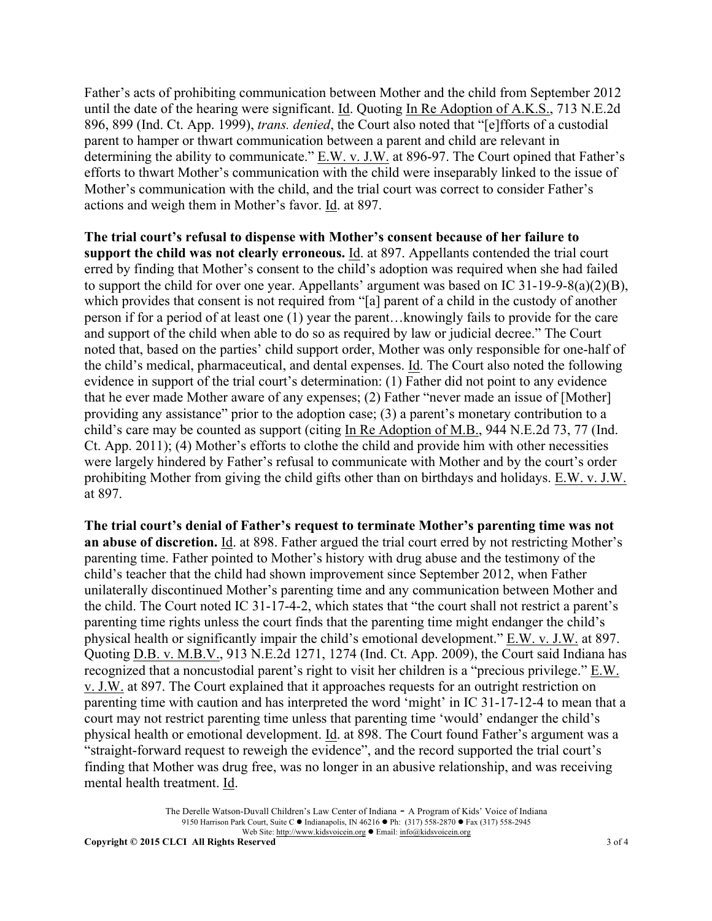Father's acts of prohibiting communication between Mother and the child from September 2012 until the date of the hearing were significant. Id. Quoting In Re Adoption of A.K.S., 713 N.E.2d 896, 899 (Ind. Ct. App. 1999), *trans. denied*, the Court also noted that "[e]fforts of a custodial parent to hamper or thwart communication between a parent and child are relevant in determining the ability to communicate." E.W. v. J.W. at 896-97. The Court opined that Father's efforts to thwart Mother's communication with the child were inseparably linked to the issue of Mother's communication with the child, and the trial court was correct to consider Father's actions and weigh them in Mother's favor. Id. at 897.

**The trial court's refusal to dispense with Mother's consent because of her failure to support the child was not clearly erroneous.** Id. at 897. Appellants contended the trial court erred by finding that Mother's consent to the child's adoption was required when she had failed to support the child for over one year. Appellants' argument was based on IC 31-19-9-8(a)(2)(B), which provides that consent is not required from "[a] parent of a child in the custody of another person if for a period of at least one (1) year the parent…knowingly fails to provide for the care and support of the child when able to do so as required by law or judicial decree." The Court noted that, based on the parties' child support order, Mother was only responsible for one-half of the child's medical, pharmaceutical, and dental expenses. Id. The Court also noted the following evidence in support of the trial court's determination: (1) Father did not point to any evidence that he ever made Mother aware of any expenses; (2) Father "never made an issue of [Mother] providing any assistance" prior to the adoption case; (3) a parent's monetary contribution to a child's care may be counted as support (citing In Re Adoption of M.B., 944 N.E.2d 73, 77 (Ind. Ct. App. 2011); (4) Mother's efforts to clothe the child and provide him with other necessities were largely hindered by Father's refusal to communicate with Mother and by the court's order prohibiting Mother from giving the child gifts other than on birthdays and holidays. E.W. v. J.W. at 897.

**The trial court's denial of Father's request to terminate Mother's parenting time was not an abuse of discretion.** Id. at 898. Father argued the trial court erred by not restricting Mother's parenting time. Father pointed to Mother's history with drug abuse and the testimony of the child's teacher that the child had shown improvement since September 2012, when Father unilaterally discontinued Mother's parenting time and any communication between Mother and the child. The Court noted IC 31-17-4-2, which states that "the court shall not restrict a parent's parenting time rights unless the court finds that the parenting time might endanger the child's physical health or significantly impair the child's emotional development." E.W. v. J.W. at 897. Quoting D.B. v. M.B.V., 913 N.E.2d 1271, 1274 (Ind. Ct. App. 2009), the Court said Indiana has recognized that a noncustodial parent's right to visit her children is a "precious privilege." E.W. v. J.W. at 897. The Court explained that it approaches requests for an outright restriction on parenting time with caution and has interpreted the word 'might' in IC 31-17-12-4 to mean that a court may not restrict parenting time unless that parenting time 'would' endanger the child's physical health or emotional development. Id. at 898. The Court found Father's argument was a "straight-forward request to reweigh the evidence", and the record supported the trial court's finding that Mother was drug free, was no longer in an abusive relationship, and was receiving mental health treatment. Id.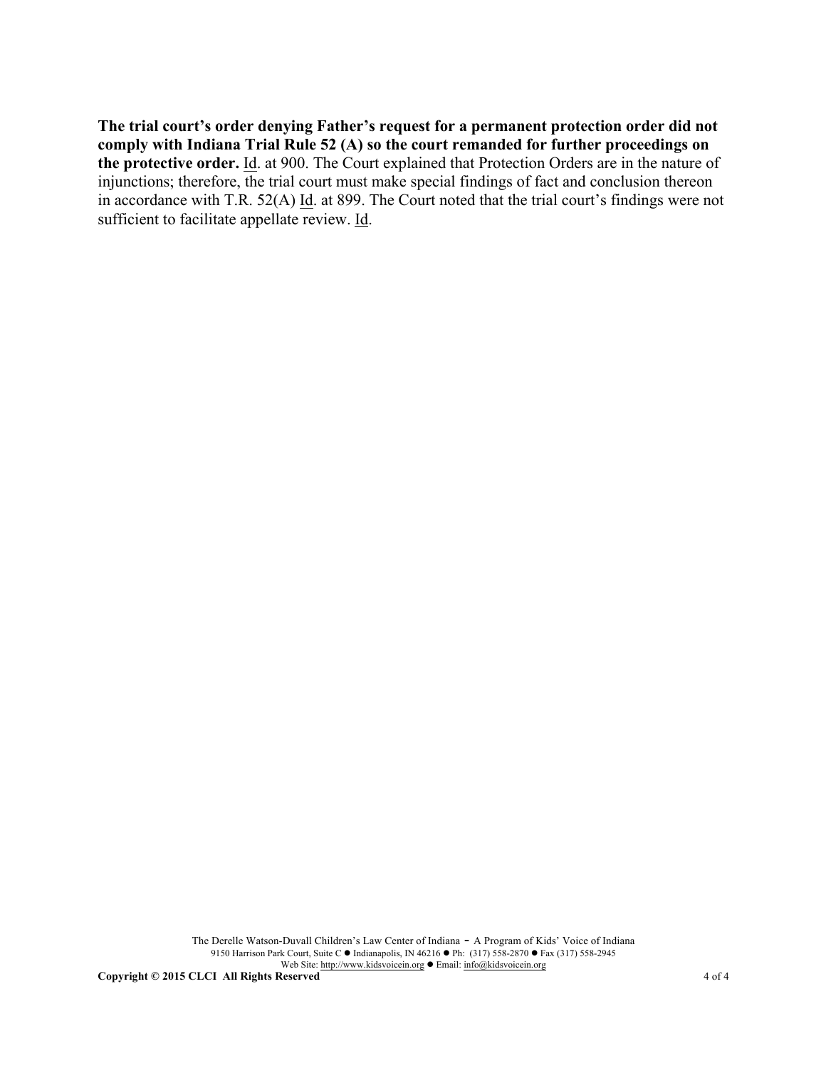**The trial court's order denying Father's request for a permanent protection order did not comply with Indiana Trial Rule 52 (A) so the court remanded for further proceedings on the protective order.** Id. at 900. The Court explained that Protection Orders are in the nature of injunctions; therefore, the trial court must make special findings of fact and conclusion thereon in accordance with T.R. 52(A) Id. at 899. The Court noted that the trial court's findings were not sufficient to facilitate appellate review. Id.